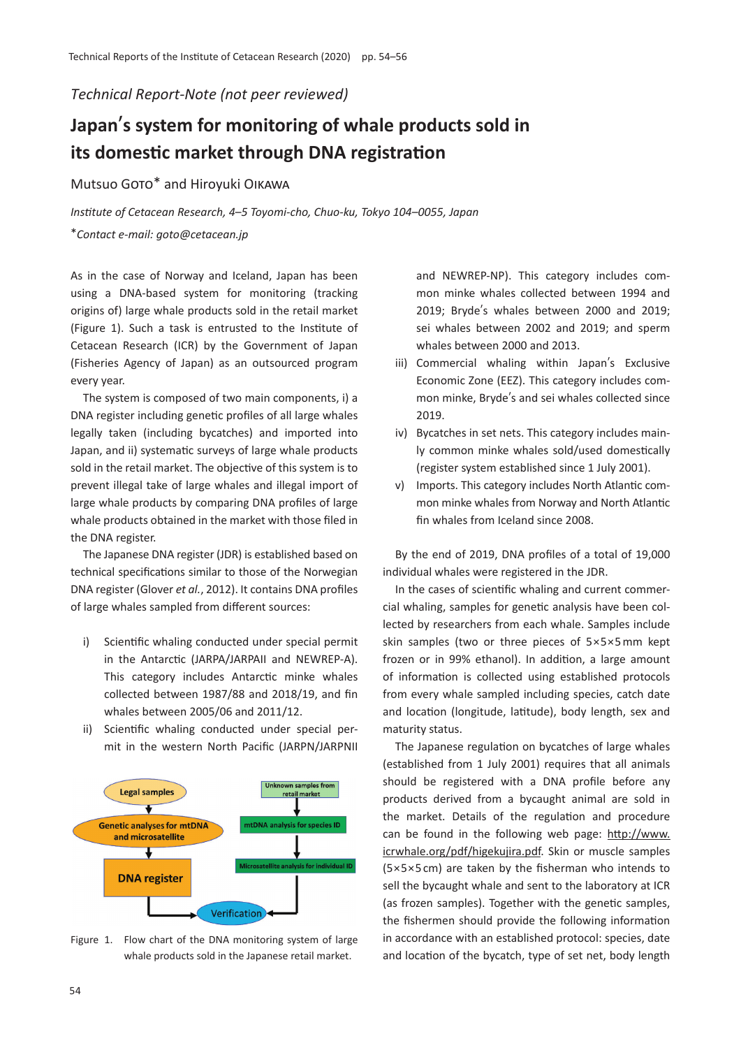*Technical Report-Note (not peer reviewed)*

# Japan's system for monitoring of whale products sold in its domestic market through DNA registration

Mutsuo GOTO* and Hiroyuki OIKAWA

*Institute of Cetacean Research, 4–5 Toyomi-cho, Chuo-ku, Tokyo 104–0055, Japan*

*\*Contact e-mail: goto@cetacean.jp*

As in the case of Norway and Iceland, Japan has been using a DNA-based system for monitoring (tracking origins of) large whale products sold in the retail market (Figure 1). Such a task is entrusted to the Institute of Cetacean Research (ICR) by the Government of Japan (Fisheries Agency of Japan) as an outsourced program every year.

The system is composed of two main components, i) a DNA register including genetic profiles of all large whales legally taken (including bycatches) and imported into Japan, and ii) systematic surveys of large whale products sold in the retail market. The objective of this system is to prevent illegal take of large whales and illegal import of large whale products by comparing DNA profiles of large whale products obtained in the market with those filed in the DNA register.

The Japanese DNA register (JDR) is established based on technical specifications similar to those of the Norwegian DNA register (Glover *et al.*, 2012). It contains DNA profiles of large whales sampled from different sources:

i) Scientific whaling conducted under special permit in the Antarctic (JARPA/JARPAII and NEWREP-A). This category includes Antarctic minke whales collected between 1987/88 and 2018/19, and fin whales between 2005/06 and 2011/12.

ii) Scientific whaling conducted under special permit in the western North Pacific (JARPN/JARPNII and NEWREP-NP). This category includes common minke whales collected between 1994 and 2019; Bryde's whales between 2000 and 2019; sei whales between 2002 and 2019; and sperm whales between 2000 and 2013.

iii) Commercial whaling within Japan's Exclusive Economic Zone (EEZ). This category includes common minke, Bryde's and sei whales collected since 2019.

iv) Bycatches in set nets. This category includes mainly common minke whales sold/used domestically (register system established since 1 July 2001).

v) Imports. This category includes North Atlantic common minke whales from Norway and North Atlantic fin whales from Iceland since 2008.

Legal samples → Genetic analyses for mtDNA and microsatellite → DNA register → Verification

Unknown samples from retail market → mtDNA analysis for species ID → Microsatellite analysis for individual ID → Verification

Figure 1. Flow chart of the DNA monitoring system of large whale products sold in the Japanese retail market.

By the end of 2019, DNA profiles of a total of 19,000 individual whales were registered in the JDR.

In the cases of scientific whaling and current commercial whaling, samples for genetic analysis have been collected by researchers from each whale. Samples include skin samples (two or three pieces of 5×5×5 mm kept frozen or in 99% ethanol). In addition, a large amount of information is collected using established protocols from every whale sampled including species, catch date and location (longitude, latitude), body length, sex and maturity status.

The Japanese regulation on bycatches of large whales (established from 1 July 2001) requires that all animals should be registered with a DNA profile before any products derived from a bycaught animal are sold in the market. Details of the regulation and procedure can be found in the following web page: http://www.icrwhale.org/pdf/higekujira.pdf. Skin or muscle samples (5×5×5 cm) are taken by the fisherman who intends to sell the bycaught whale and sent to the laboratory at ICR (as frozen samples). Together with the genetic samples, the fishermen should provide the following information in accordance with an established protocol: species, date and location of the bycatch, type of set net, body length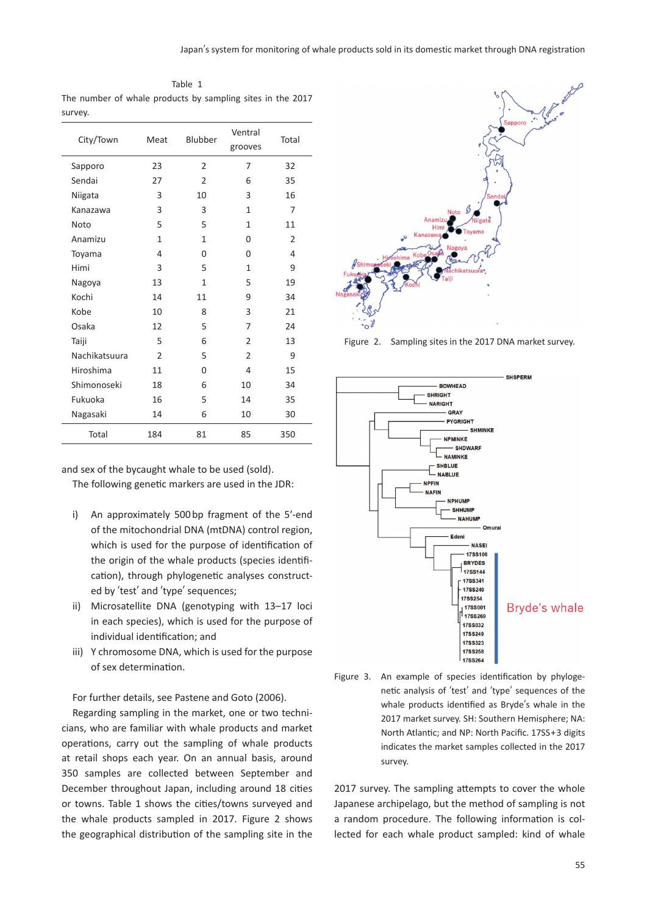Table 1
The number of whale products by sampling sites in the 2017 survey.

| City/Town | Meat | Blubber | Ventral grooves | Total |
|---|---|---|---|---|
| Sapporo | 23 | 2 | 7 | 32 |
| Sendai | 27 | 2 | 6 | 35 |
| Niigata | 3 | 10 | 3 | 16 |
| Kanazawa | 3 | 3 | 1 | 7 |
| Noto | 5 | 5 | 1 | 11 |
| Anamizu | 1 | 1 | 0 | 2 |
| Toyama | 4 | 0 | 0 | 4 |
| Himi | 3 | 5 | 1 | 9 |
| Nagoya | 13 | 1 | 5 | 19 |
| Kochi | 14 | 11 | 9 | 34 |
| Kobe | 10 | 8 | 3 | 21 |
| Osaka | 12 | 5 | 7 | 24 |
| Taiji | 5 | 6 | 2 | 13 |
| Nachikatsuura | 2 | 5 | 2 | 9 |
| Hiroshima | 11 | 0 | 4 | 15 |
| Shimonoseki | 18 | 6 | 10 | 34 |
| Fukuoka | 16 | 5 | 14 | 35 |
| Nagasaki | 14 | 6 | 10 | 30 |
| Total | 184 | 81 | 85 | 350 |

and sex of the bycaught whale to be used (sold).

The following genetic markers are used in the JDR:

i) An approximately 500 bp fragment of the 5′-end of the mitochondrial DNA (mtDNA) control region, which is used for the purpose of identification of the origin of the whale products (species identification), through phylogenetic analyses constructed by 'test' and 'type' sequences;

ii) Microsatellite DNA (genotyping with 13–17 loci in each species), which is used for the purpose of individual identification; and

iii) Y chromosome DNA, which is used for the purpose of sex determination.

For further details, see Pastene and Goto (2006).

Regarding sampling in the market, one or two technicians, who are familiar with whale products and market operations, carry out the sampling of whale products at retail shops each year. On an annual basis, around 350 samples are collected between September and December throughout Japan, including around 18 cities or towns. Table 1 shows the cities/towns surveyed and the whale products sampled in 2017. Figure 2 shows the geographical distribution of the sampling site in the 2017 survey. The sampling attempts to cover the whole Japanese archipelago, but the method of sampling is not a random procedure. The following information is collected for each whale product sampled: kind of whale

Figure 2. Sampling sites in the 2017 DNA market survey.

Figure 3. An example of species identification by phylogenetic analysis of 'test' and 'type' sequences of the whale products identified as Bryde's whale in the 2017 market survey. SH: Southern Hemisphere; NA: North Atlantic; and NP: North Pacific. 17SS+3 digits indicates the market samples collected in the 2017 survey.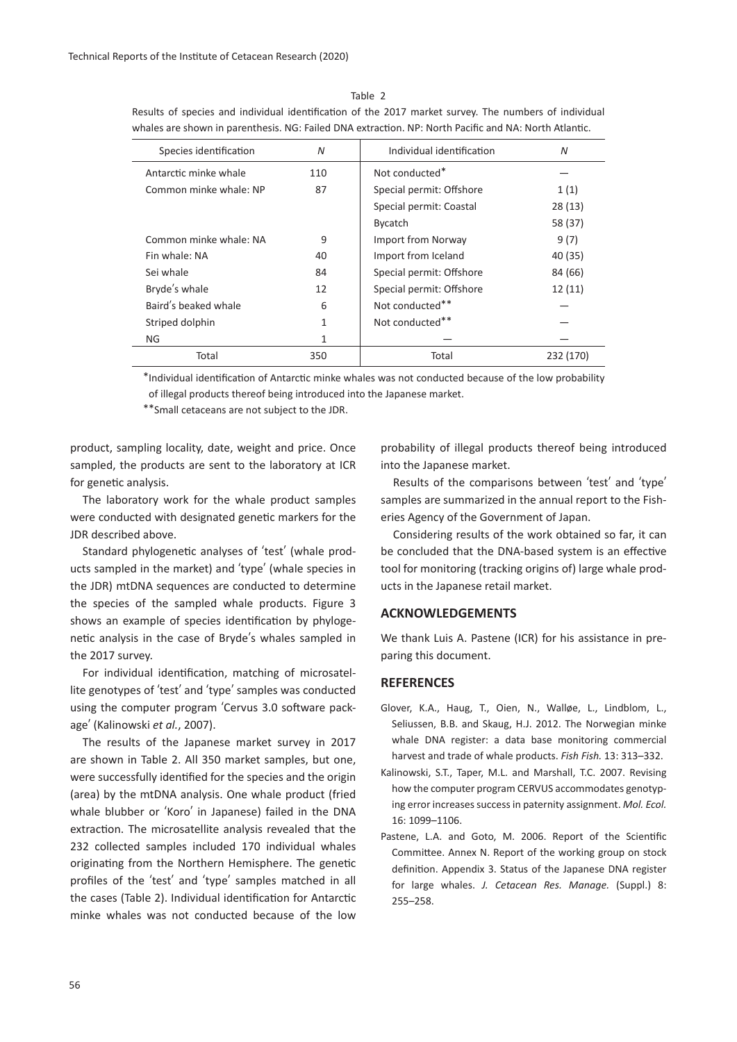Table 2

Results of species and individual identification of the 2017 market survey. The numbers of individual whales are shown in parenthesis. NG: Failed DNA extraction. NP: North Pacific and NA: North Atlantic.

| Species identification | *N* | Individual identification | *N* |
|---|---|---|---|
| Antarctic minke whale | 110 | Not conducted* | — |
| Common minke whale: NP | 87 | Special permit: Offshore | 1 (1) |
| | | Special permit: Coastal | 28 (13) |
| | | Bycatch | 58 (37) |
| Common minke whale: NA | 9 | Import from Norway | 9 (7) |
| Fin whale: NA | 40 | Import from Iceland | 40 (35) |
| Sei whale | 84 | Special permit: Offshore | 84 (66) |
| Bryde's whale | 12 | Special permit: Offshore | 12 (11) |
| Baird's beaked whale | 6 | Not conducted** | — |
| Striped dolphin | 1 | Not conducted** | — |
| NG | 1 | — | — |
| Total | 350 | Total | 232 (170) |

*Individual identification of Antarctic minke whales was not conducted because of the low probability of illegal products thereof being introduced into the Japanese market.

**Small cetaceans are not subject to the JDR.

product, sampling locality, date, weight and price. Once sampled, the products are sent to the laboratory at ICR for genetic analysis.

The laboratory work for the whale product samples were conducted with designated genetic markers for the JDR described above.

Standard phylogenetic analyses of 'test' (whale products sampled in the market) and 'type' (whale species in the JDR) mtDNA sequences are conducted to determine the species of the sampled whale products. Figure 3 shows an example of species identification by phylogenetic analysis in the case of Bryde's whales sampled in the 2017 survey.

For individual identification, matching of microsatellite genotypes of 'test' and 'type' samples was conducted using the computer program 'Cervus 3.0 software package' (Kalinowski *et al.*, 2007).

The results of the Japanese market survey in 2017 are shown in Table 2. All 350 market samples, but one, were successfully identified for the species and the origin (area) by the mtDNA analysis. One whale product (fried whale blubber or 'Koro' in Japanese) failed in the DNA extraction. The microsatellite analysis revealed that the 232 collected samples included 170 individual whales originating from the Northern Hemisphere. The genetic profiles of the 'test' and 'type' samples matched in all the cases (Table 2). Individual identification for Antarctic minke whales was not conducted because of the low probability of illegal products thereof being introduced into the Japanese market.

Results of the comparisons between 'test' and 'type' samples are summarized in the annual report to the Fisheries Agency of the Government of Japan.

Considering results of the work obtained so far, it can be concluded that the DNA-based system is an effective tool for monitoring (tracking origins of) large whale products in the Japanese retail market.

## ACKNOWLEDGEMENTS

We thank Luis A. Pastene (ICR) for his assistance in preparing this document.

## REFERENCES

Glover, K.A., Haug, T., Oien, N., Walløe, L., Lindblom, L., Seliussen, B.B. and Skaug, H.J. 2012. The Norwegian minke whale DNA register: a data base monitoring commercial harvest and trade of whale products. *Fish Fish.* 13: 313–332.

Kalinowski, S.T., Taper, M.L. and Marshall, T.C. 2007. Revising how the computer program CERVUS accommodates genotyping error increases success in paternity assignment. *Mol. Ecol.* 16: 1099–1106.

Pastene, L.A. and Goto, M. 2006. Report of the Scientific Committee. Annex N. Report of the working group on stock definition. Appendix 3. Status of the Japanese DNA register for large whales. *J. Cetacean Res. Manage.* (Suppl.) 8: 255–258.